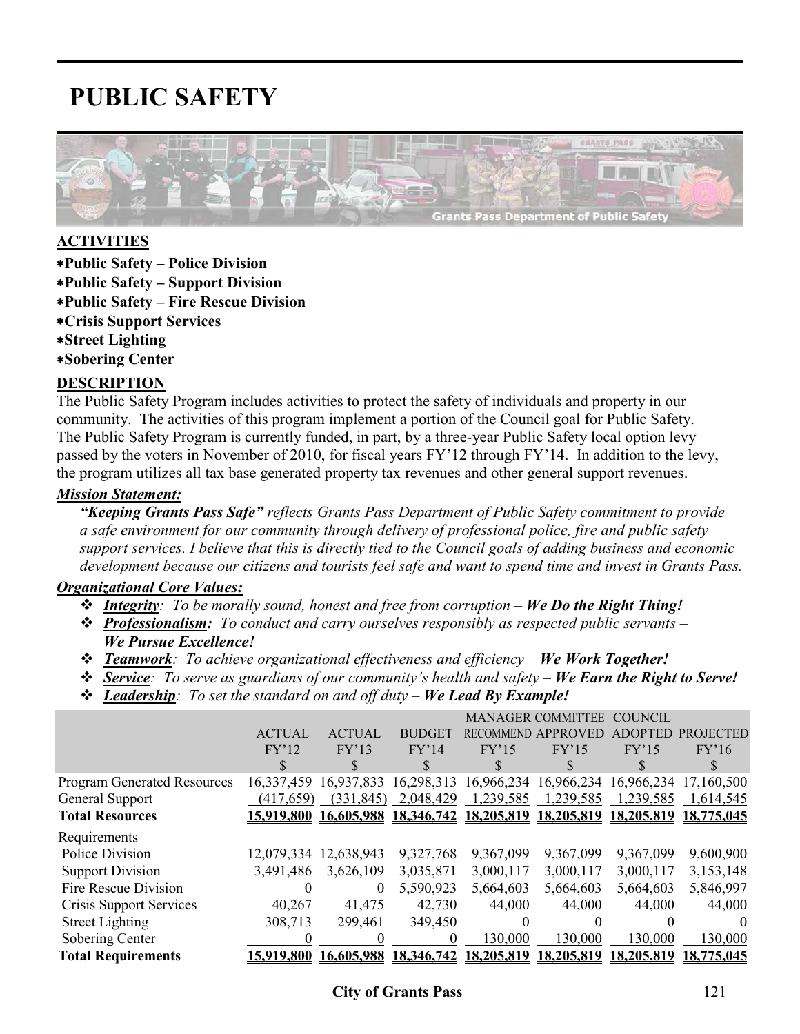# PUBLIC SAFETY

## ACTIVITIES

- **Public Safety – Police Division**
- **Public Safety – Support Division**
- **Public Safety – Fire Rescue Division**
- **Crisis Support Services**
- **Street Lighting**
- **Sobering Center**

## DESCRIPTION

The Public Safety Program includes activities to protect the safety of individuals and property in our community. The activities of this program implement a portion of the Council goal for Public Safety. The Public Safety Program is currently funded, in part, by a three-year Public Safety local option levy passed by the voters in November of 2010, for fiscal years FY'12 through FY'14. In addition to the levy, the program utilizes all tax base generated property tax revenues and other general support revenues.

***Mission Statement:***

*"**Keeping Grants Pass Safe"** reflects Grants Pass Department of Public Safety commitment to provide a safe environment for our community through delivery of professional police, fire and public safety support services. I believe that this is directly tied to the Council goals of adding business and economic development because our citizens and tourists feel safe and want to spend time and invest in Grants Pass.*

***Organizational Core Values:***

- ***Integrity****: To be morally sound, honest and free from corruption –* ***We Do the Right Thing!***
- ***Professionalism:*** *To conduct and carry ourselves responsibly as respected public servants –* ***We Pursue Excellence!***
- ***Teamwork****: To achieve organizational effectiveness and efficiency –* ***We Work Together!***
- ***Service****: To serve as guardians of our community's health and safety –* ***We Earn the Right to Serve!***
- ***Leadership****: To set the standard on and off duty –* ***We Lead By Example!***

| | ACTUAL FY'12 $ | ACTUAL FY'13 $ | BUDGET FY'14 $ | MANAGER RECOMMEND FY'15 $ | COMMITTEE APPROVED FY'15 $ | COUNCIL ADOPTED FY'15 $ | PROJECTED FY'16 $ |
|---|---|---|---|---|---|---|---|
| Program Generated Resources | 16,337,459 | 16,937,833 | 16,298,313 | 16,966,234 | 16,966,234 | 16,966,234 | 17,160,500 |
| General Support | (417,659) | (331,845) | 2,048,429 | 1,239,585 | 1,239,585 | 1,239,585 | 1,614,545 |
| **Total Resources** | **15,919,800** | **16,605,988** | **18,346,742** | **18,205,819** | **18,205,819** | **18,205,819** | **18,775,045** |
| Requirements | | | | | | | |
| Police Division | 12,079,334 | 12,638,943 | 9,327,768 | 9,367,099 | 9,367,099 | 9,367,099 | 9,600,900 |
| Support Division | 3,491,486 | 3,626,109 | 3,035,871 | 3,000,117 | 3,000,117 | 3,000,117 | 3,153,148 |
| Fire Rescue Division | 0 | 0 | 5,590,923 | 5,664,603 | 5,664,603 | 5,664,603 | 5,846,997 |
| Crisis Support Services | 40,267 | 41,475 | 42,730 | 44,000 | 44,000 | 44,000 | 44,000 |
| Street Lighting | 308,713 | 299,461 | 349,450 | 0 | 0 | 0 | 0 |
| Sobering Center | 0 | 0 | 0 | 130,000 | 130,000 | 130,000 | 130,000 |
| **Total Requirements** | **15,919,800** | **16,605,988** | **18,346,742** | **18,205,819** | **18,205,819** | **18,205,819** | **18,775,045** |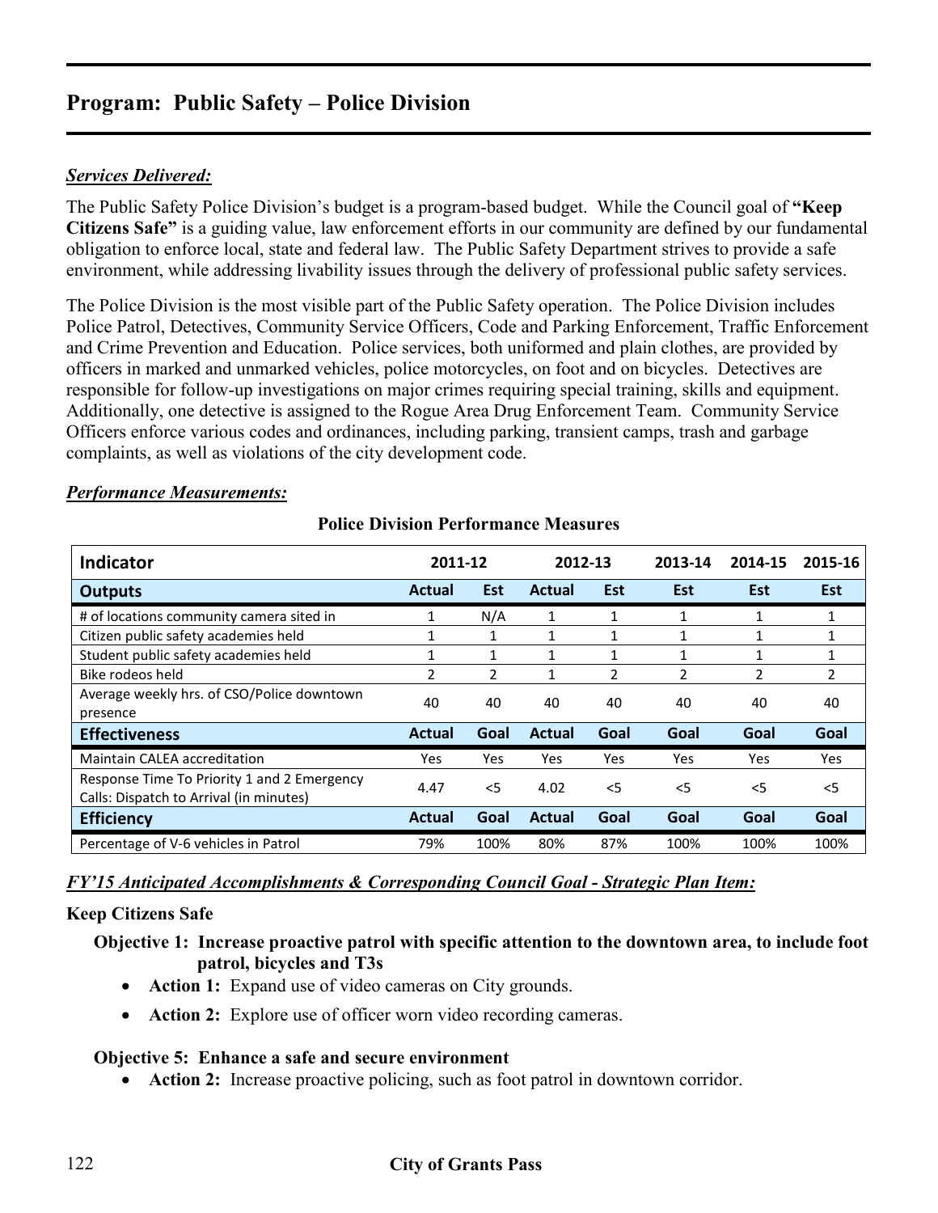# Program: Public Safety – Police Division

***Services Delivered:***

The Public Safety Police Division's budget is a program-based budget. While the Council goal of **"Keep Citizens Safe"** is a guiding value, law enforcement efforts in our community are defined by our fundamental obligation to enforce local, state and federal law. The Public Safety Department strives to provide a safe environment, while addressing livability issues through the delivery of professional public safety services.

The Police Division is the most visible part of the Public Safety operation. The Police Division includes Police Patrol, Detectives, Community Service Officers, Code and Parking Enforcement, Traffic Enforcement and Crime Prevention and Education. Police services, both uniformed and plain clothes, are provided by officers in marked and unmarked vehicles, police motorcycles, on foot and on bicycles. Detectives are responsible for follow-up investigations on major crimes requiring special training, skills and equipment. Additionally, one detective is assigned to the Rogue Area Drug Enforcement Team. Community Service Officers enforce various codes and ordinances, including parking, transient camps, trash and garbage complaints, as well as violations of the city development code.

***Performance Measurements:***

**Police Division Performance Measures**

| Indicator | 2011-12 | | 2012-13 | | 2013-14 | 2014-15 | 2015-16 |
|---|---|---|---|---|---|---|---|
| **Outputs** | **Actual** | **Est** | **Actual** | **Est** | **Est** | **Est** | **Est** |
| # of locations community camera sited in | 1 | N/A | 1 | 1 | 1 | 1 | 1 |
| Citizen public safety academies held | 1 | 1 | 1 | 1 | 1 | 1 | 1 |
| Student public safety academies held | 1 | 1 | 1 | 1 | 1 | 1 | 1 |
| Bike rodeos held | 2 | 2 | 1 | 2 | 2 | 2 | 2 |
| Average weekly hrs. of CSO/Police downtown presence | 40 | 40 | 40 | 40 | 40 | 40 | 40 |
| **Effectiveness** | **Actual** | **Goal** | **Actual** | **Goal** | **Goal** | **Goal** | **Goal** |
| Maintain CALEA accreditation | Yes | Yes | Yes | Yes | Yes | Yes | Yes |
| Response Time To Priority 1 and 2 Emergency Calls: Dispatch to Arrival (in minutes) | 4.47 | <5 | 4.02 | <5 | <5 | <5 | <5 |
| **Efficiency** | **Actual** | **Goal** | **Actual** | **Goal** | **Goal** | **Goal** | **Goal** |
| Percentage of V-6 vehicles in Patrol | 79% | 100% | 80% | 87% | 100% | 100% | 100% |

***FY'15 Anticipated Accomplishments & Corresponding Council Goal - Strategic Plan Item:***

**Keep Citizens Safe**

**Objective 1: Increase proactive patrol with specific attention to the downtown area, to include foot patrol, bicycles and T3s**

- **Action 1:** Expand use of video cameras on City grounds.
- **Action 2:** Explore use of officer worn video recording cameras.

**Objective 5: Enhance a safe and secure environment**

- **Action 2:** Increase proactive policing, such as foot patrol in downtown corridor.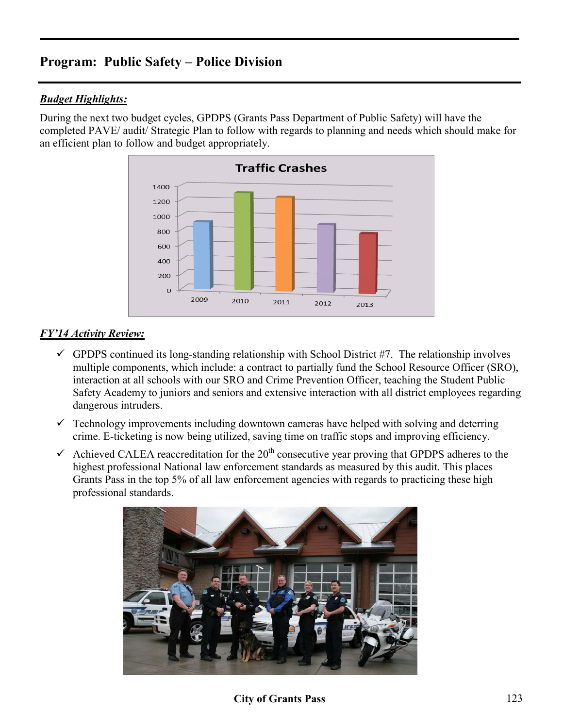## Program: Public Safety – Police Division

***Budget Highlights:***

During the next two budget cycles, GPDPS (Grants Pass Department of Public Safety) will have the completed PAVE/ audit/ Strategic Plan to follow with regards to planning and needs which should make for an efficient plan to follow and budget appropriately.

***FY'14 Activity Review:***

- ✓ GPDPS continued its long-standing relationship with School District #7. The relationship involves multiple components, which include: a contract to partially fund the School Resource Officer (SRO), interaction at all schools with our SRO and Crime Prevention Officer, teaching the Student Public Safety Academy to juniors and seniors and extensive interaction with all district employees regarding dangerous intruders.
- ✓ Technology improvements including downtown cameras have helped with solving and deterring crime. E-ticketing is now being utilized, saving time on traffic stops and improving efficiency.
- ✓ Achieved CALEA reaccreditation for the 20th consecutive year proving that GPDPS adheres to the highest professional National law enforcement standards as measured by this audit. This places Grants Pass in the top 5% of all law enforcement agencies with regards to practicing these high professional standards.

**City of Grants Pass**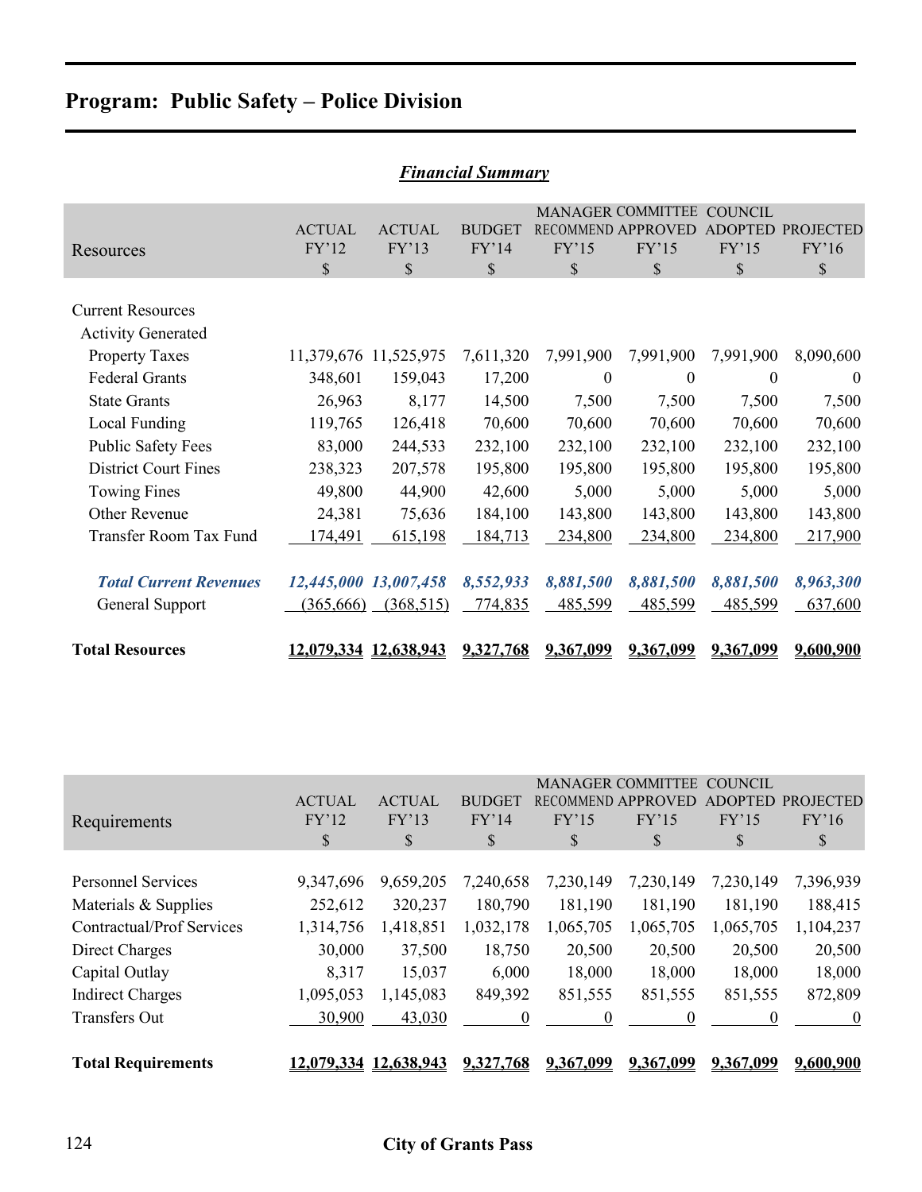# Program: Public Safety – Police Division

## *Financial Summary*

| Resources | ACTUAL FY'12 $ | ACTUAL FY'13 $ | BUDGET FY'14 $ | MANAGER RECOMMEND FY'15 $ | COMMITTEE APPROVED FY'15 $ | COUNCIL ADOPTED FY'15 $ | PROJECTED FY'16 $ |
|---|---|---|---|---|---|---|---|
| Current Resources | | | | | | | |
| Activity Generated | | | | | | | |
| Property Taxes | 11,379,676 | 11,525,975 | 7,611,320 | 7,991,900 | 7,991,900 | 7,991,900 | 8,090,600 |
| Federal Grants | 348,601 | 159,043 | 17,200 | 0 | 0 | 0 | 0 |
| State Grants | 26,963 | 8,177 | 14,500 | 7,500 | 7,500 | 7,500 | 7,500 |
| Local Funding | 119,765 | 126,418 | 70,600 | 70,600 | 70,600 | 70,600 | 70,600 |
| Public Safety Fees | 83,000 | 244,533 | 232,100 | 232,100 | 232,100 | 232,100 | 232,100 |
| District Court Fines | 238,323 | 207,578 | 195,800 | 195,800 | 195,800 | 195,800 | 195,800 |
| Towing Fines | 49,800 | 44,900 | 42,600 | 5,000 | 5,000 | 5,000 | 5,000 |
| Other Revenue | 24,381 | 75,636 | 184,100 | 143,800 | 143,800 | 143,800 | 143,800 |
| Transfer Room Tax Fund | 174,491 | 615,198 | 184,713 | 234,800 | 234,800 | 234,800 | 217,900 |
| ***Total Current Revenues*** | ***12,445,000*** | ***13,007,458*** | ***8,552,933*** | ***8,881,500*** | ***8,881,500*** | ***8,881,500*** | ***8,963,300*** |
| General Support | (365,666) | (368,515) | 774,835 | 485,599 | 485,599 | 485,599 | 637,600 |
| **Total Resources** | **12,079,334** | **12,638,943** | **9,327,768** | **9,367,099** | **9,367,099** | **9,367,099** | **9,600,900** |

| Requirements | ACTUAL FY'12 $ | ACTUAL FY'13 $ | BUDGET FY'14 $ | MANAGER RECOMMEND FY'15 $ | COMMITTEE APPROVED FY'15 $ | COUNCIL ADOPTED FY'15 $ | PROJECTED FY'16 $ |
|---|---|---|---|---|---|---|---|
| Personnel Services | 9,347,696 | 9,659,205 | 7,240,658 | 7,230,149 | 7,230,149 | 7,230,149 | 7,396,939 |
| Materials & Supplies | 252,612 | 320,237 | 180,790 | 181,190 | 181,190 | 181,190 | 188,415 |
| Contractual/Prof Services | 1,314,756 | 1,418,851 | 1,032,178 | 1,065,705 | 1,065,705 | 1,065,705 | 1,104,237 |
| Direct Charges | 30,000 | 37,500 | 18,750 | 20,500 | 20,500 | 20,500 | 20,500 |
| Capital Outlay | 8,317 | 15,037 | 6,000 | 18,000 | 18,000 | 18,000 | 18,000 |
| Indirect Charges | 1,095,053 | 1,145,083 | 849,392 | 851,555 | 851,555 | 851,555 | 872,809 |
| Transfers Out | 30,900 | 43,030 | 0 | 0 | 0 | 0 | 0 |
| **Total Requirements** | **12,079,334** | **12,638,943** | **9,327,768** | **9,367,099** | **9,367,099** | **9,367,099** | **9,600,900** |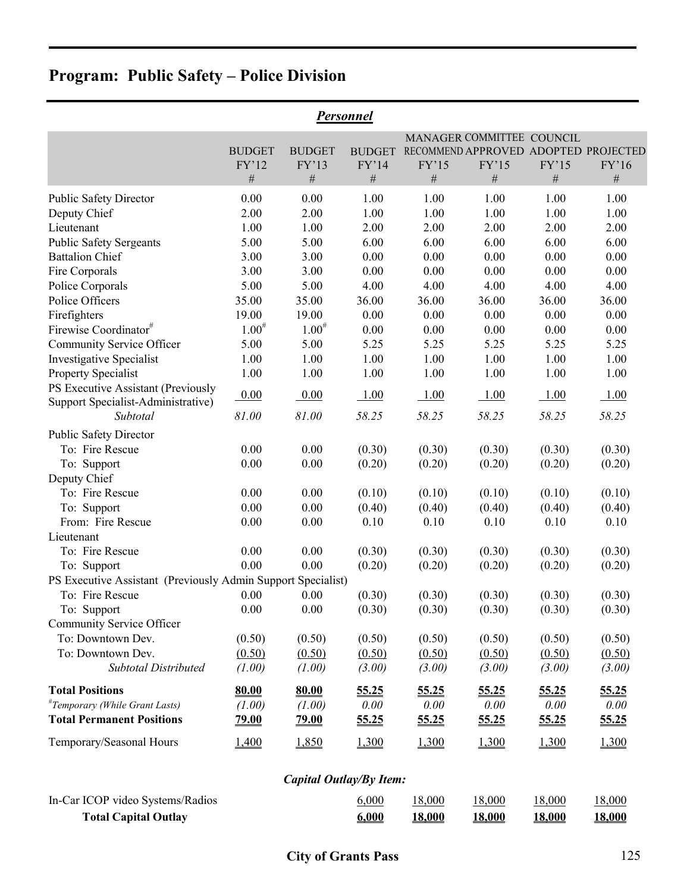## Program: Public Safety – Police Division

### *Personnel*

| | BUDGET FY'12 # | BUDGET FY'13 # | BUDGET FY'14 # | MANAGER RECOMMEND FY'15 # | COMMITTEE APPROVED FY'15 # | COUNCIL ADOPTED FY'15 # | PROJECTED FY'16 # |
|---|---|---|---|---|---|---|---|
| Public Safety Director | 0.00 | 0.00 | 1.00 | 1.00 | 1.00 | 1.00 | 1.00 |
| Deputy Chief | 2.00 | 2.00 | 1.00 | 1.00 | 1.00 | 1.00 | 1.00 |
| Lieutenant | 1.00 | 1.00 | 2.00 | 2.00 | 2.00 | 2.00 | 2.00 |
| Public Safety Sergeants | 5.00 | 5.00 | 6.00 | 6.00 | 6.00 | 6.00 | 6.00 |
| Battalion Chief | 3.00 | 3.00 | 0.00 | 0.00 | 0.00 | 0.00 | 0.00 |
| Fire Corporals | 3.00 | 3.00 | 0.00 | 0.00 | 0.00 | 0.00 | 0.00 |
| Police Corporals | 5.00 | 5.00 | 4.00 | 4.00 | 4.00 | 4.00 | 4.00 |
| Police Officers | 35.00 | 35.00 | 36.00 | 36.00 | 36.00 | 36.00 | 36.00 |
| Firefighters | 19.00 | 19.00 | 0.00 | 0.00 | 0.00 | 0.00 | 0.00 |
| Firewise Coordinator# | 1.00# | 1.00# | 0.00 | 0.00 | 0.00 | 0.00 | 0.00 |
| Community Service Officer | 5.00 | 5.00 | 5.25 | 5.25 | 5.25 | 5.25 | 5.25 |
| Investigative Specialist | 1.00 | 1.00 | 1.00 | 1.00 | 1.00 | 1.00 | 1.00 |
| Property Specialist | 1.00 | 1.00 | 1.00 | 1.00 | 1.00 | 1.00 | 1.00 |
| PS Executive Assistant (Previously Support Specialist-Administrative) | 0.00 | 0.00 | 1.00 | 1.00 | 1.00 | 1.00 | 1.00 |
| *Subtotal* | *81.00* | *81.00* | *58.25* | *58.25* | *58.25* | *58.25* | *58.25* |
| Public Safety Director | | | | | | | |
| To: Fire Rescue | 0.00 | 0.00 | (0.30) | (0.30) | (0.30) | (0.30) | (0.30) |
| To: Support | 0.00 | 0.00 | (0.20) | (0.20) | (0.20) | (0.20) | (0.20) |
| Deputy Chief | | | | | | | |
| To: Fire Rescue | 0.00 | 0.00 | (0.10) | (0.10) | (0.10) | (0.10) | (0.10) |
| To: Support | 0.00 | 0.00 | (0.40) | (0.40) | (0.40) | (0.40) | (0.40) |
| From: Fire Rescue | 0.00 | 0.00 | 0.10 | 0.10 | 0.10 | 0.10 | 0.10 |
| Lieutenant | | | | | | | |
| To: Fire Rescue | 0.00 | 0.00 | (0.30) | (0.30) | (0.30) | (0.30) | (0.30) |
| To: Support | 0.00 | 0.00 | (0.20) | (0.20) | (0.20) | (0.20) | (0.20) |
| PS Executive Assistant (Previously Admin Support Specialist) | | | | | | | |
| To: Fire Rescue | 0.00 | 0.00 | (0.30) | (0.30) | (0.30) | (0.30) | (0.30) |
| To: Support | 0.00 | 0.00 | (0.30) | (0.30) | (0.30) | (0.30) | (0.30) |
| Community Service Officer | | | | | | | |
| To: Downtown Dev. | (0.50) | (0.50) | (0.50) | (0.50) | (0.50) | (0.50) | (0.50) |
| To: Downtown Dev. | (0.50) | (0.50) | (0.50) | (0.50) | (0.50) | (0.50) | (0.50) |
| *Subtotal Distributed* | *(1.00)* | *(1.00)* | *(3.00)* | *(3.00)* | *(3.00)* | *(3.00)* | *(3.00)* |
| **Total Positions** | **80.00** | **80.00** | **55.25** | **55.25** | **55.25** | **55.25** | **55.25** |
| *#Temporary (While Grant Lasts)* | *(1.00)* | *(1.00)* | *0.00* | *0.00* | *0.00* | *0.00* | *0.00* |
| **Total Permanent Positions** | **79.00** | **79.00** | **55.25** | **55.25** | **55.25** | **55.25** | **55.25** |
| Temporary/Seasonal Hours | 1,400 | 1,850 | 1,300 | 1,300 | 1,300 | 1,300 | 1,300 |

### *Capital Outlay/By Item:*

| | | | | | | | |
|---|---|---|---|---|---|---|---|
| In-Car ICOP video Systems/Radios | | | 6,000 | 18,000 | 18,000 | 18,000 | 18,000 |
| **Total Capital Outlay** | | | **6,000** | **18,000** | **18,000** | **18,000** | **18,000** |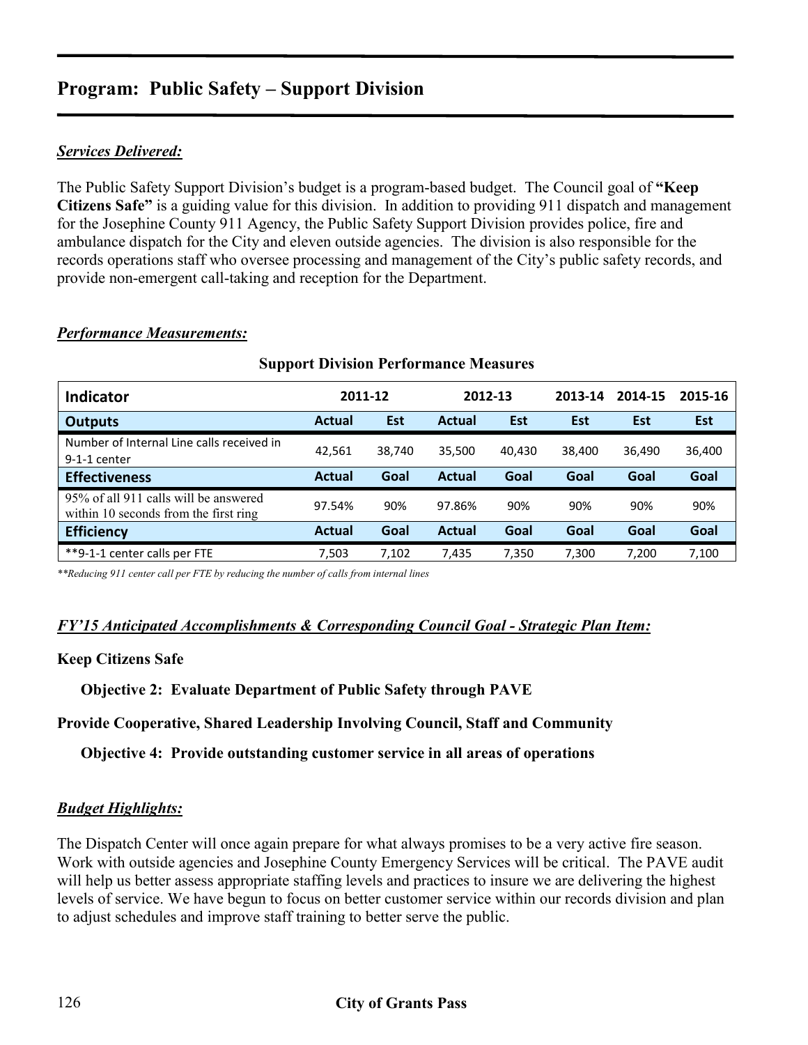# Program: Public Safety – Support Division

***Services Delivered:***

The Public Safety Support Division's budget is a program-based budget. The Council goal of **"Keep Citizens Safe"** is a guiding value for this division. In addition to providing 911 dispatch and management for the Josephine County 911 Agency, the Public Safety Support Division provides police, fire and ambulance dispatch for the City and eleven outside agencies. The division is also responsible for the records operations staff who oversee processing and management of the City's public safety records, and provide non-emergent call-taking and reception for the Department.

***Performance Measurements:***

**Support Division Performance Measures**

| Indicator | 2011-12 | | 2012-13 | | 2013-14 | 2014-15 | 2015-16 |
|---|---|---|---|---|---|---|---|
| **Outputs** | **Actual** | **Est** | **Actual** | **Est** | **Est** | **Est** | **Est** |
| Number of Internal Line calls received in 9-1-1 center | 42,561 | 38,740 | 35,500 | 40,430 | 38,400 | 36,490 | 36,400 |
| **Effectiveness** | **Actual** | **Goal** | **Actual** | **Goal** | **Goal** | **Goal** | **Goal** |
| 95% of all 911 calls will be answered within 10 seconds from the first ring | 97.54% | 90% | 97.86% | 90% | 90% | 90% | 90% |
| **Efficiency** | **Actual** | **Goal** | **Actual** | **Goal** | **Goal** | **Goal** | **Goal** |
| **9-1-1 center calls per FTE | 7,503 | 7,102 | 7,435 | 7,350 | 7,300 | 7,200 | 7,100 |

*\*\*Reducing 911 center call per FTE by reducing the number of calls from internal lines*

***FY'15 Anticipated Accomplishments & Corresponding Council Goal - Strategic Plan Item:***

**Keep Citizens Safe**

**Objective 2: Evaluate Department of Public Safety through PAVE**

**Provide Cooperative, Shared Leadership Involving Council, Staff and Community**

**Objective 4: Provide outstanding customer service in all areas of operations**

***Budget Highlights:***

The Dispatch Center will once again prepare for what always promises to be a very active fire season. Work with outside agencies and Josephine County Emergency Services will be critical. The PAVE audit will help us better assess appropriate staffing levels and practices to insure we are delivering the highest levels of service. We have begun to focus on better customer service within our records division and plan to adjust schedules and improve staff training to better serve the public.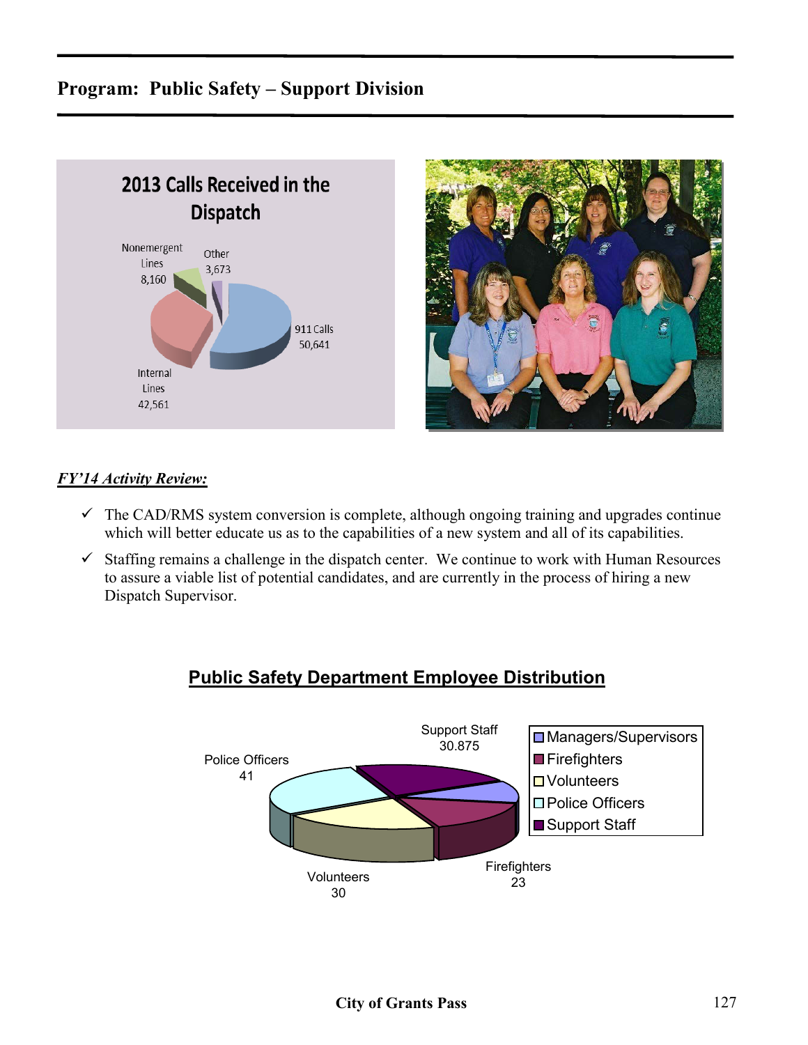## Program: Public Safety – Support Division

**2013 Calls Received in the Dispatch**

Nonemergent Lines 8,160

Other 3,673

911 Calls 50,641

Internal Lines 42,561

***FY'14 Activity Review:***

- ✓ The CAD/RMS system conversion is complete, although ongoing training and upgrades continue which will better educate us as to the capabilities of a new system and all of its capabilities.
- ✓ Staffing remains a challenge in the dispatch center. We continue to work with Human Resources to assure a viable list of potential candidates, and are currently in the process of hiring a new Dispatch Supervisor.

**Public Safety Department Employee Distribution**

Support Staff 30.875

Police Officers 41

Volunteers 30

Firefighters 23

- Managers/Supervisors
- Firefighters
- Volunteers
- Police Officers
- Support Staff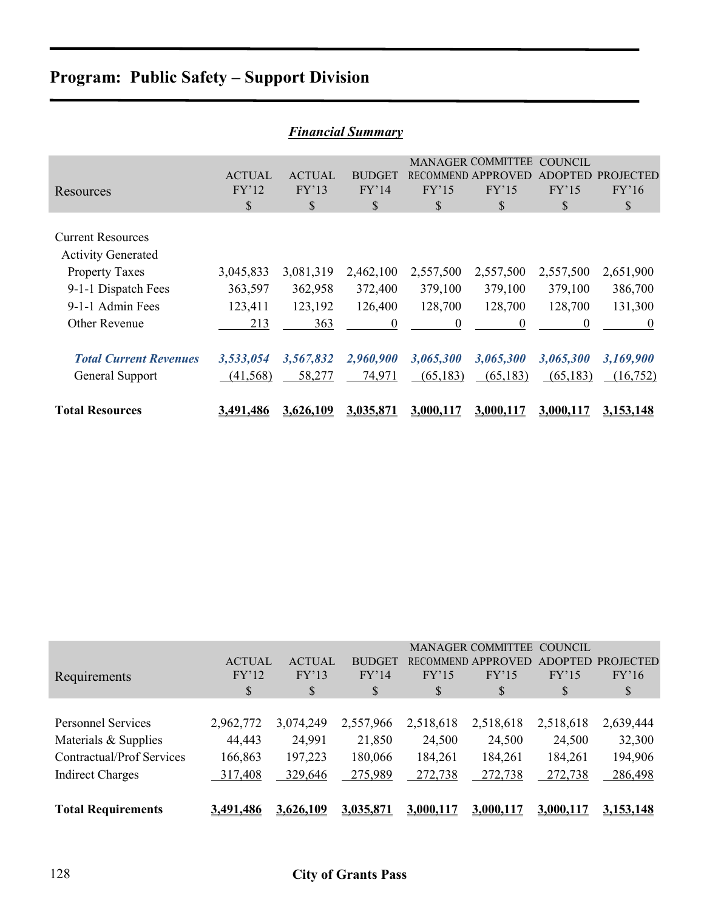# Program: Public Safety – Support Division

## *Financial Summary*

| Resources | ACTUAL FY'12 $ | ACTUAL FY'13 $ | BUDGET FY'14 $ | MANAGER RECOMMEND FY'15 $ | COMMITTEE APPROVED FY'15 $ | COUNCIL ADOPTED FY'15 $ | PROJECTED FY'16 $ |
|---|---|---|---|---|---|---|---|
| Current Resources | | | | | | | |
| Activity Generated | | | | | | | |
| Property Taxes | 3,045,833 | 3,081,319 | 2,462,100 | 2,557,500 | 2,557,500 | 2,557,500 | 2,651,900 |
| 9-1-1 Dispatch Fees | 363,597 | 362,958 | 372,400 | 379,100 | 379,100 | 379,100 | 386,700 |
| 9-1-1 Admin Fees | 123,411 | 123,192 | 126,400 | 128,700 | 128,700 | 128,700 | 131,300 |
| Other Revenue | 213 | 363 | 0 | 0 | 0 | 0 | 0 |
| ***Total Current Revenues*** | ***3,533,054*** | ***3,567,832*** | ***2,960,900*** | ***3,065,300*** | ***3,065,300*** | ***3,065,300*** | ***3,169,900*** |
| General Support | (41,568) | 58,277 | 74,971 | (65,183) | (65,183) | (65,183) | (16,752) |
| **Total Resources** | **3,491,486** | **3,626,109** | **3,035,871** | **3,000,117** | **3,000,117** | **3,000,117** | **3,153,148** |

| Requirements | ACTUAL FY'12 $ | ACTUAL FY'13 $ | BUDGET FY'14 $ | MANAGER RECOMMEND FY'15 $ | COMMITTEE APPROVED FY'15 $ | COUNCIL ADOPTED FY'15 $ | PROJECTED FY'16 $ |
|---|---|---|---|---|---|---|---|
| Personnel Services | 2,962,772 | 3,074,249 | 2,557,966 | 2,518,618 | 2,518,618 | 2,518,618 | 2,639,444 |
| Materials & Supplies | 44,443 | 24,991 | 21,850 | 24,500 | 24,500 | 24,500 | 32,300 |
| Contractual/Prof Services | 166,863 | 197,223 | 180,066 | 184,261 | 184,261 | 184,261 | 194,906 |
| Indirect Charges | 317,408 | 329,646 | 275,989 | 272,738 | 272,738 | 272,738 | 286,498 |
| **Total Requirements** | **3,491,486** | **3,626,109** | **3,035,871** | **3,000,117** | **3,000,117** | **3,000,117** | **3,153,148** |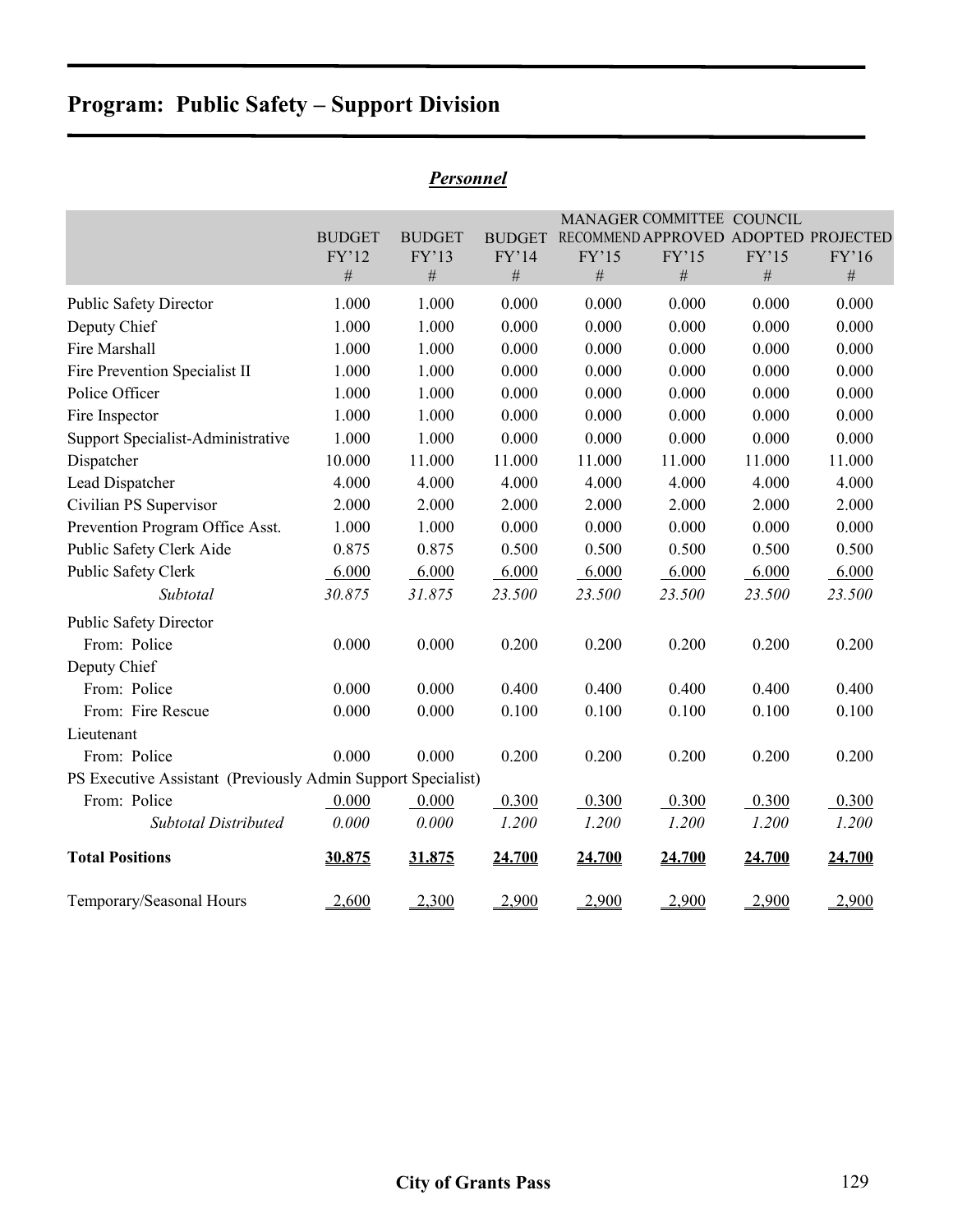# Program: Public Safety – Support Division

## *Personnel*

| | BUDGET FY'12 # | BUDGET FY'13 # | BUDGET FY'14 # | MANAGER RECOMMEND FY'15 # | COMMITTEE APPROVED FY'15 # | COUNCIL ADOPTED FY'15 # | PROJECTED FY'16 # |
|---|---|---|---|---|---|---|---|
| Public Safety Director | 1.000 | 1.000 | 0.000 | 0.000 | 0.000 | 0.000 | 0.000 |
| Deputy Chief | 1.000 | 1.000 | 0.000 | 0.000 | 0.000 | 0.000 | 0.000 |
| Fire Marshall | 1.000 | 1.000 | 0.000 | 0.000 | 0.000 | 0.000 | 0.000 |
| Fire Prevention Specialist II | 1.000 | 1.000 | 0.000 | 0.000 | 0.000 | 0.000 | 0.000 |
| Police Officer | 1.000 | 1.000 | 0.000 | 0.000 | 0.000 | 0.000 | 0.000 |
| Fire Inspector | 1.000 | 1.000 | 0.000 | 0.000 | 0.000 | 0.000 | 0.000 |
| Support Specialist-Administrative | 1.000 | 1.000 | 0.000 | 0.000 | 0.000 | 0.000 | 0.000 |
| Dispatcher | 10.000 | 11.000 | 11.000 | 11.000 | 11.000 | 11.000 | 11.000 |
| Lead Dispatcher | 4.000 | 4.000 | 4.000 | 4.000 | 4.000 | 4.000 | 4.000 |
| Civilian PS Supervisor | 2.000 | 2.000 | 2.000 | 2.000 | 2.000 | 2.000 | 2.000 |
| Prevention Program Office Asst. | 1.000 | 1.000 | 0.000 | 0.000 | 0.000 | 0.000 | 0.000 |
| Public Safety Clerk Aide | 0.875 | 0.875 | 0.500 | 0.500 | 0.500 | 0.500 | 0.500 |
| Public Safety Clerk | 6.000 | 6.000 | 6.000 | 6.000 | 6.000 | 6.000 | 6.000 |
| *Subtotal* | *30.875* | *31.875* | *23.500* | *23.500* | *23.500* | *23.500* | *23.500* |
| Public Safety Director | | | | | | | |
| From: Police | 0.000 | 0.000 | 0.200 | 0.200 | 0.200 | 0.200 | 0.200 |
| Deputy Chief | | | | | | | |
| From: Police | 0.000 | 0.000 | 0.400 | 0.400 | 0.400 | 0.400 | 0.400 |
| From: Fire Rescue | 0.000 | 0.000 | 0.100 | 0.100 | 0.100 | 0.100 | 0.100 |
| Lieutenant | | | | | | | |
| From: Police | 0.000 | 0.000 | 0.200 | 0.200 | 0.200 | 0.200 | 0.200 |
| PS Executive Assistant (Previously Admin Support Specialist) | | | | | | | |
| From: Police | 0.000 | 0.000 | 0.300 | 0.300 | 0.300 | 0.300 | 0.300 |
| *Subtotal Distributed* | *0.000* | *0.000* | *1.200* | *1.200* | *1.200* | *1.200* | *1.200* |
| **Total Positions** | **30.875** | **31.875** | **24.700** | **24.700** | **24.700** | **24.700** | **24.700** |
| Temporary/Seasonal Hours | 2,600 | 2,300 | 2,900 | 2,900 | 2,900 | 2,900 | 2,900 |

City of Grants Pass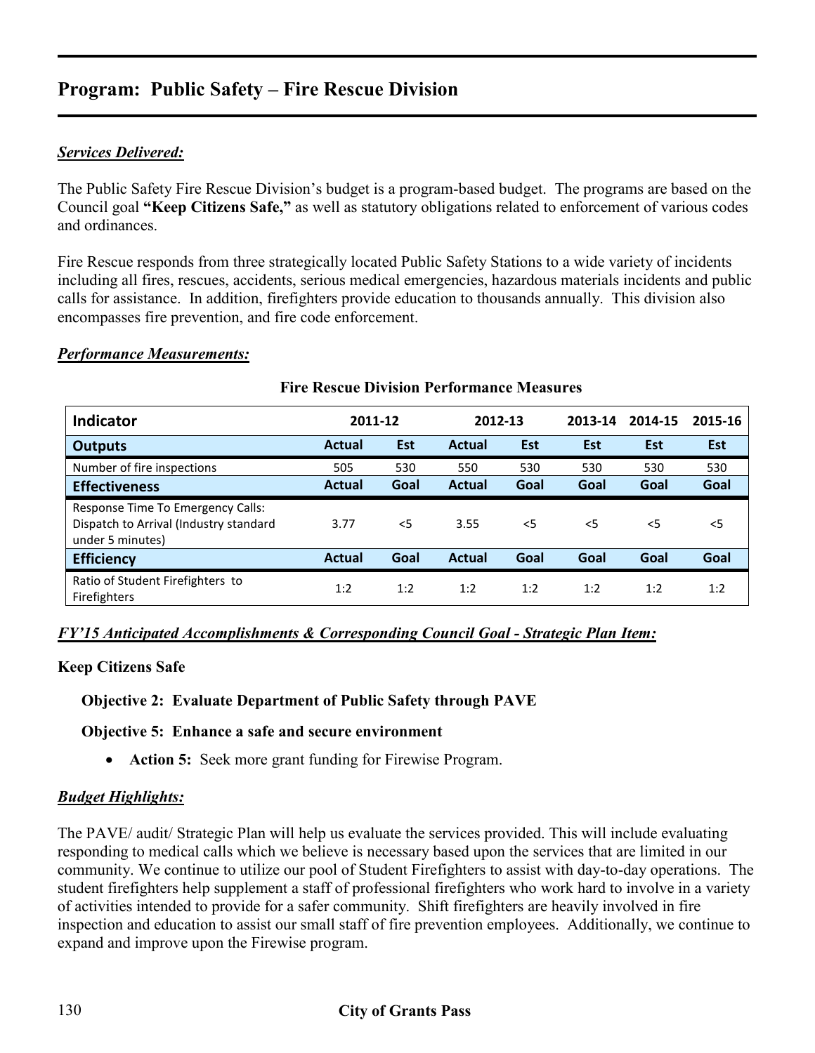# Program: Public Safety – Fire Rescue Division

***Services Delivered:***

The Public Safety Fire Rescue Division's budget is a program-based budget. The programs are based on the Council goal **"Keep Citizens Safe,"** as well as statutory obligations related to enforcement of various codes and ordinances.

Fire Rescue responds from three strategically located Public Safety Stations to a wide variety of incidents including all fires, rescues, accidents, serious medical emergencies, hazardous materials incidents and public calls for assistance. In addition, firefighters provide education to thousands annually. This division also encompasses fire prevention, and fire code enforcement.

***Performance Measurements:***

**Fire Rescue Division Performance Measures**

| Indicator | 2011-12 | | 2012-13 | | 2013-14 | 2014-15 | 2015-16 |
|---|---|---|---|---|---|---|---|
| **Outputs** | **Actual** | **Est** | **Actual** | **Est** | **Est** | **Est** | **Est** |
| Number of fire inspections | 505 | 530 | 550 | 530 | 530 | 530 | 530 |
| **Effectiveness** | **Actual** | **Goal** | **Actual** | **Goal** | **Goal** | **Goal** | **Goal** |
| Response Time To Emergency Calls: Dispatch to Arrival (Industry standard under 5 minutes) | 3.77 | <5 | 3.55 | <5 | <5 | <5 | <5 |
| **Efficiency** | **Actual** | **Goal** | **Actual** | **Goal** | **Goal** | **Goal** | **Goal** |
| Ratio of Student Firefighters to Firefighters | 1:2 | 1:2 | 1:2 | 1:2 | 1:2 | 1:2 | 1:2 |

***FY'15 Anticipated Accomplishments & Corresponding Council Goal - Strategic Plan Item:***

**Keep Citizens Safe**

**Objective 2: Evaluate Department of Public Safety through PAVE**

**Objective 5: Enhance a safe and secure environment**

- **Action 5:** Seek more grant funding for Firewise Program.

***Budget Highlights:***

The PAVE/ audit/ Strategic Plan will help us evaluate the services provided. This will include evaluating responding to medical calls which we believe is necessary based upon the services that are limited in our community. We continue to utilize our pool of Student Firefighters to assist with day-to-day operations. The student firefighters help supplement a staff of professional firefighters who work hard to involve in a variety of activities intended to provide for a safer community. Shift firefighters are heavily involved in fire inspection and education to assist our small staff of fire prevention employees. Additionally, we continue to expand and improve upon the Firewise program.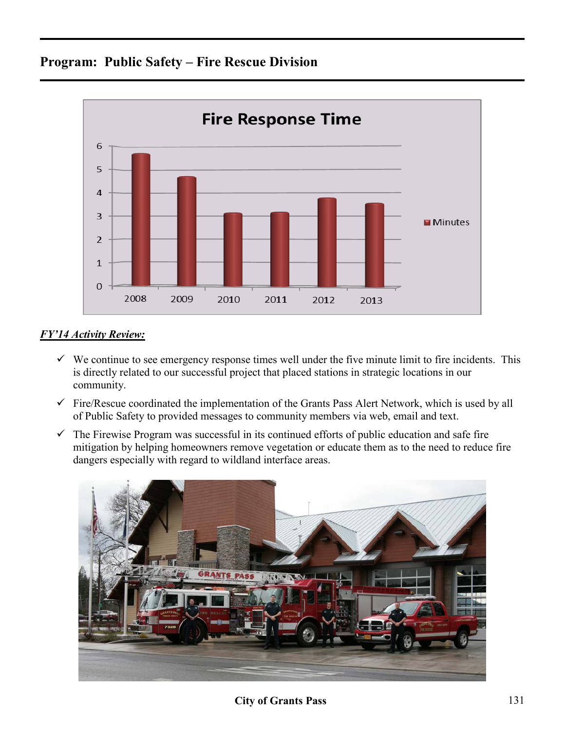## Program: Public Safety – Fire Rescue Division

***FY'14 Activity Review:***

- ✓ We continue to see emergency response times well under the five minute limit to fire incidents. This is directly related to our successful project that placed stations in strategic locations in our community.
- ✓ Fire/Rescue coordinated the implementation of the Grants Pass Alert Network, which is used by all of Public Safety to provided messages to community members via web, email and text.
- ✓ The Firewise Program was successful in its continued efforts of public education and safe fire mitigation by helping homeowners remove vegetation or educate them as to the need to reduce fire dangers especially with regard to wildland interface areas.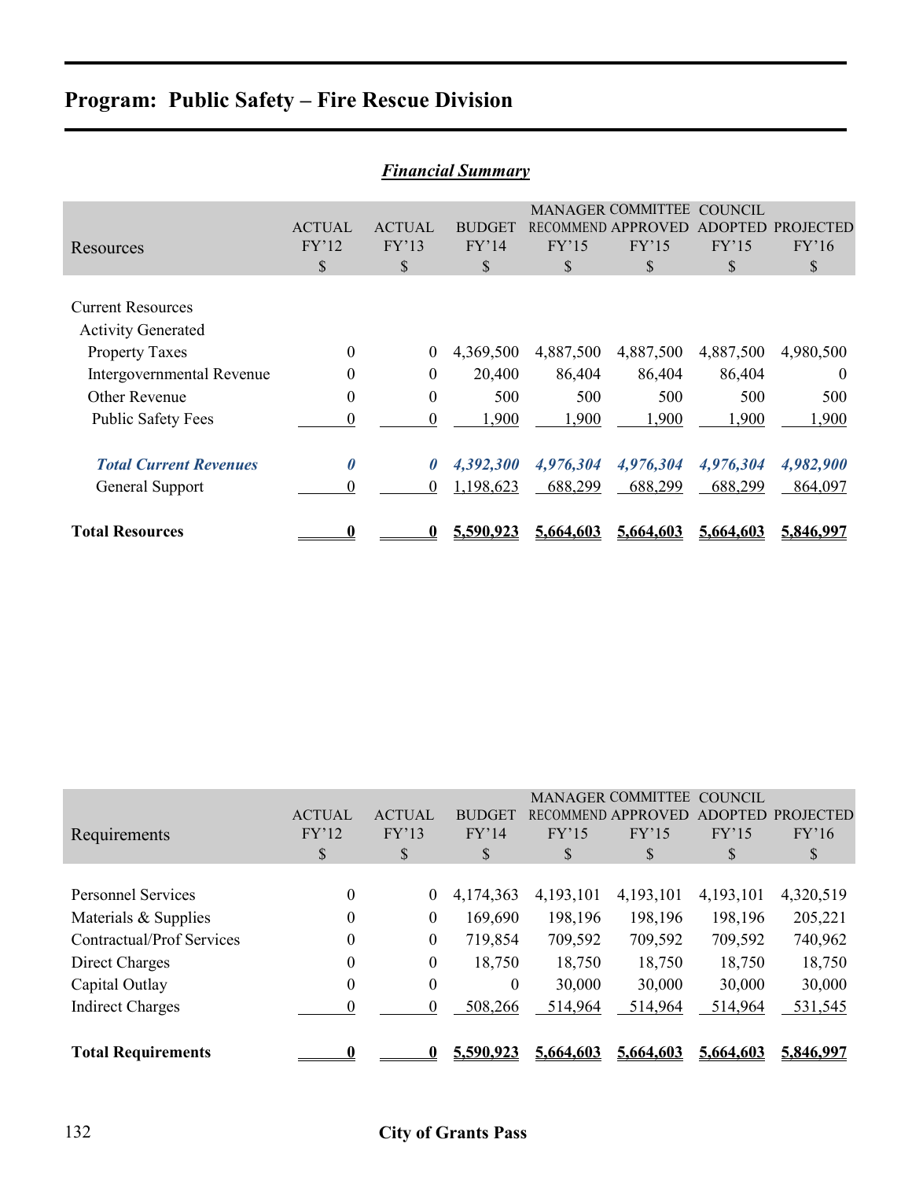# Program: Public Safety – Fire Rescue Division

***Financial Summary***

| Resources | ACTUAL FY'12 $ | ACTUAL FY'13 $ | BUDGET FY'14 $ | MANAGER RECOMMEND FY'15 $ | COMMITTEE APPROVED FY'15 $ | COUNCIL ADOPTED FY'15 $ | PROJECTED FY'16 $ |
|---|---|---|---|---|---|---|---|
| Current Resources | | | | | | | |
| Activity Generated | | | | | | | |
| Property Taxes | 0 | 0 | 4,369,500 | 4,887,500 | 4,887,500 | 4,887,500 | 4,980,500 |
| Intergovernmental Revenue | 0 | 0 | 20,400 | 86,404 | 86,404 | 86,404 | 0 |
| Other Revenue | 0 | 0 | 500 | 500 | 500 | 500 | 500 |
| Public Safety Fees | 0 | 0 | 1,900 | 1,900 | 1,900 | 1,900 | 1,900 |
| ***Total Current Revenues*** | ***0*** | ***0*** | ***4,392,300*** | ***4,976,304*** | ***4,976,304*** | ***4,976,304*** | ***4,982,900*** |
| General Support | 0 | 0 | 1,198,623 | 688,299 | 688,299 | 688,299 | 864,097 |
| **Total Resources** | **0** | **0** | **5,590,923** | **5,664,603** | **5,664,603** | **5,664,603** | **5,846,997** |

| Requirements | ACTUAL FY'12 $ | ACTUAL FY'13 $ | BUDGET FY'14 $ | MANAGER RECOMMEND FY'15 $ | COMMITTEE APPROVED FY'15 $ | COUNCIL ADOPTED FY'15 $ | PROJECTED FY'16 $ |
|---|---|---|---|---|---|---|---|
| Personnel Services | 0 | 0 | 4,174,363 | 4,193,101 | 4,193,101 | 4,193,101 | 4,320,519 |
| Materials & Supplies | 0 | 0 | 169,690 | 198,196 | 198,196 | 198,196 | 205,221 |
| Contractual/Prof Services | 0 | 0 | 719,854 | 709,592 | 709,592 | 709,592 | 740,962 |
| Direct Charges | 0 | 0 | 18,750 | 18,750 | 18,750 | 18,750 | 18,750 |
| Capital Outlay | 0 | 0 | 0 | 30,000 | 30,000 | 30,000 | 30,000 |
| Indirect Charges | 0 | 0 | 508,266 | 514,964 | 514,964 | 514,964 | 531,545 |
| **Total Requirements** | **0** | **0** | **5,590,923** | **5,664,603** | **5,664,603** | **5,664,603** | **5,846,997** |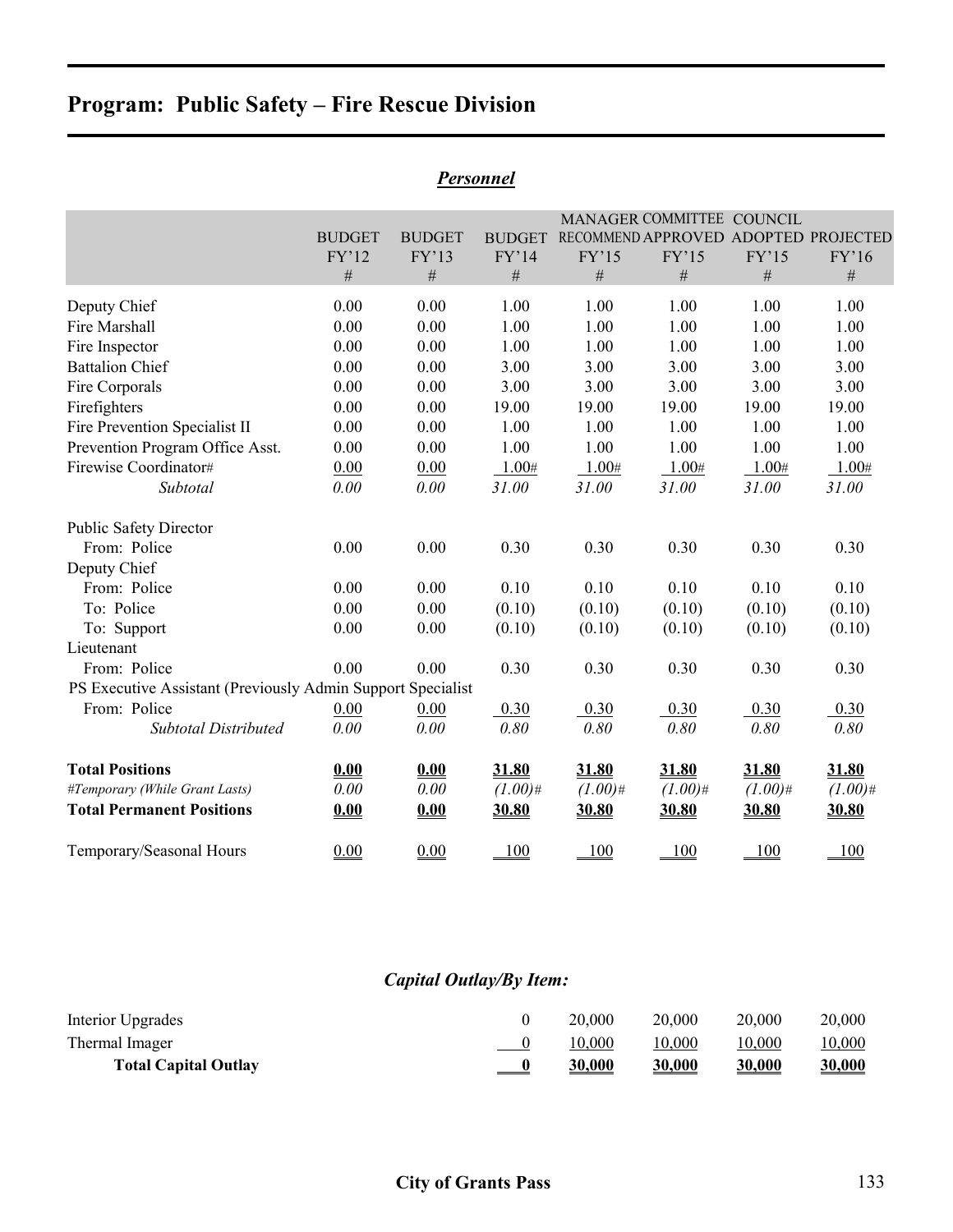# Program: Public Safety – Fire Rescue Division

## *Personnel*

| | BUDGET FY'12 # | BUDGET FY'13 # | BUDGET FY'14 # | MANAGER RECOMMEND FY'15 # | COMMITTEE APPROVED FY'15 # | COUNCIL ADOPTED FY'15 # | PROJECTED FY'16 # |
|---|---|---|---|---|---|---|---|
| Deputy Chief | 0.00 | 0.00 | 1.00 | 1.00 | 1.00 | 1.00 | 1.00 |
| Fire Marshall | 0.00 | 0.00 | 1.00 | 1.00 | 1.00 | 1.00 | 1.00 |
| Fire Inspector | 0.00 | 0.00 | 1.00 | 1.00 | 1.00 | 1.00 | 1.00 |
| Battalion Chief | 0.00 | 0.00 | 3.00 | 3.00 | 3.00 | 3.00 | 3.00 |
| Fire Corporals | 0.00 | 0.00 | 3.00 | 3.00 | 3.00 | 3.00 | 3.00 |
| Firefighters | 0.00 | 0.00 | 19.00 | 19.00 | 19.00 | 19.00 | 19.00 |
| Fire Prevention Specialist II | 0.00 | 0.00 | 1.00 | 1.00 | 1.00 | 1.00 | 1.00 |
| Prevention Program Office Asst. | 0.00 | 0.00 | 1.00 | 1.00 | 1.00 | 1.00 | 1.00 |
| Firewise Coordinator# | 0.00 | 0.00 | 1.00# | 1.00# | 1.00# | 1.00# | 1.00# |
| *Subtotal* | *0.00* | *0.00* | *31.00* | *31.00* | *31.00* | *31.00* | *31.00* |
| Public Safety Director | | | | | | | |
| From: Police | 0.00 | 0.00 | 0.30 | 0.30 | 0.30 | 0.30 | 0.30 |
| Deputy Chief | | | | | | | |
| From: Police | 0.00 | 0.00 | 0.10 | 0.10 | 0.10 | 0.10 | 0.10 |
| To: Police | 0.00 | 0.00 | (0.10) | (0.10) | (0.10) | (0.10) | (0.10) |
| To: Support | 0.00 | 0.00 | (0.10) | (0.10) | (0.10) | (0.10) | (0.10) |
| Lieutenant | | | | | | | |
| From: Police | 0.00 | 0.00 | 0.30 | 0.30 | 0.30 | 0.30 | 0.30 |
| PS Executive Assistant (Previously Admin Support Specialist | | | | | | | |
| From: Police | 0.00 | 0.00 | 0.30 | 0.30 | 0.30 | 0.30 | 0.30 |
| *Subtotal Distributed* | *0.00* | *0.00* | *0.80* | *0.80* | *0.80* | *0.80* | *0.80* |
| **Total Positions** | **0.00** | **0.00** | **31.80** | **31.80** | **31.80** | **31.80** | **31.80** |
| *#Temporary (While Grant Lasts)* | *0.00* | *0.00* | *(1.00)#* | *(1.00)#* | *(1.00)#* | *(1.00)#* | *(1.00)#* |
| **Total Permanent Positions** | **0.00** | **0.00** | **30.80** | **30.80** | **30.80** | **30.80** | **30.80** |
| Temporary/Seasonal Hours | 0.00 | 0.00 | 100 | 100 | 100 | 100 | 100 |

## *Capital Outlay/By Item:*

| | BUDGET FY'14 | MANAGER RECOMMEND FY'15 | COMMITTEE APPROVED FY'15 | COUNCIL ADOPTED FY'15 | PROJECTED FY'16 |
|---|---|---|---|---|---|
| Interior Upgrades | 0 | 20,000 | 20,000 | 20,000 | 20,000 |
| Thermal Imager | 0 | 10,000 | 10,000 | 10,000 | 10,000 |
| **Total Capital Outlay** | **0** | **30,000** | **30,000** | **30,000** | **30,000** |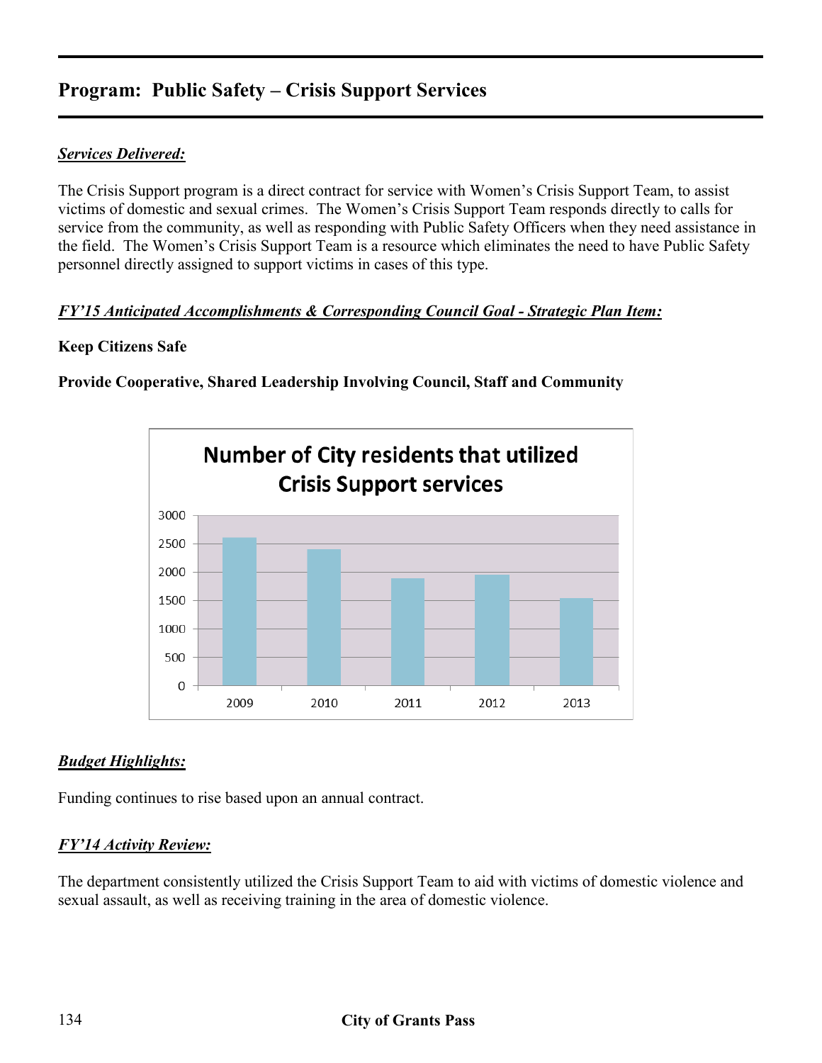## Program: Public Safety – Crisis Support Services

***Services Delivered:***

The Crisis Support program is a direct contract for service with Women's Crisis Support Team, to assist victims of domestic and sexual crimes. The Women's Crisis Support Team responds directly to calls for service from the community, as well as responding with Public Safety Officers when they need assistance in the field. The Women's Crisis Support Team is a resource which eliminates the need to have Public Safety personnel directly assigned to support victims in cases of this type.

***FY'15 Anticipated Accomplishments & Corresponding Council Goal - Strategic Plan Item:***

**Keep Citizens Safe**

**Provide Cooperative, Shared Leadership Involving Council, Staff and Community**

**Number of City residents that utilized Crisis Support services**

| Year | Residents (approx.) |
|---|---|
| 2009 | 2600 |
| 2010 | 2400 |
| 2011 | 1890 |
| 2012 | 1950 |
| 2013 | 1540 |

***Budget Highlights:***

Funding continues to rise based upon an annual contract.

***FY'14 Activity Review:***

The department consistently utilized the Crisis Support Team to aid with victims of domestic violence and sexual assault, as well as receiving training in the area of domestic violence.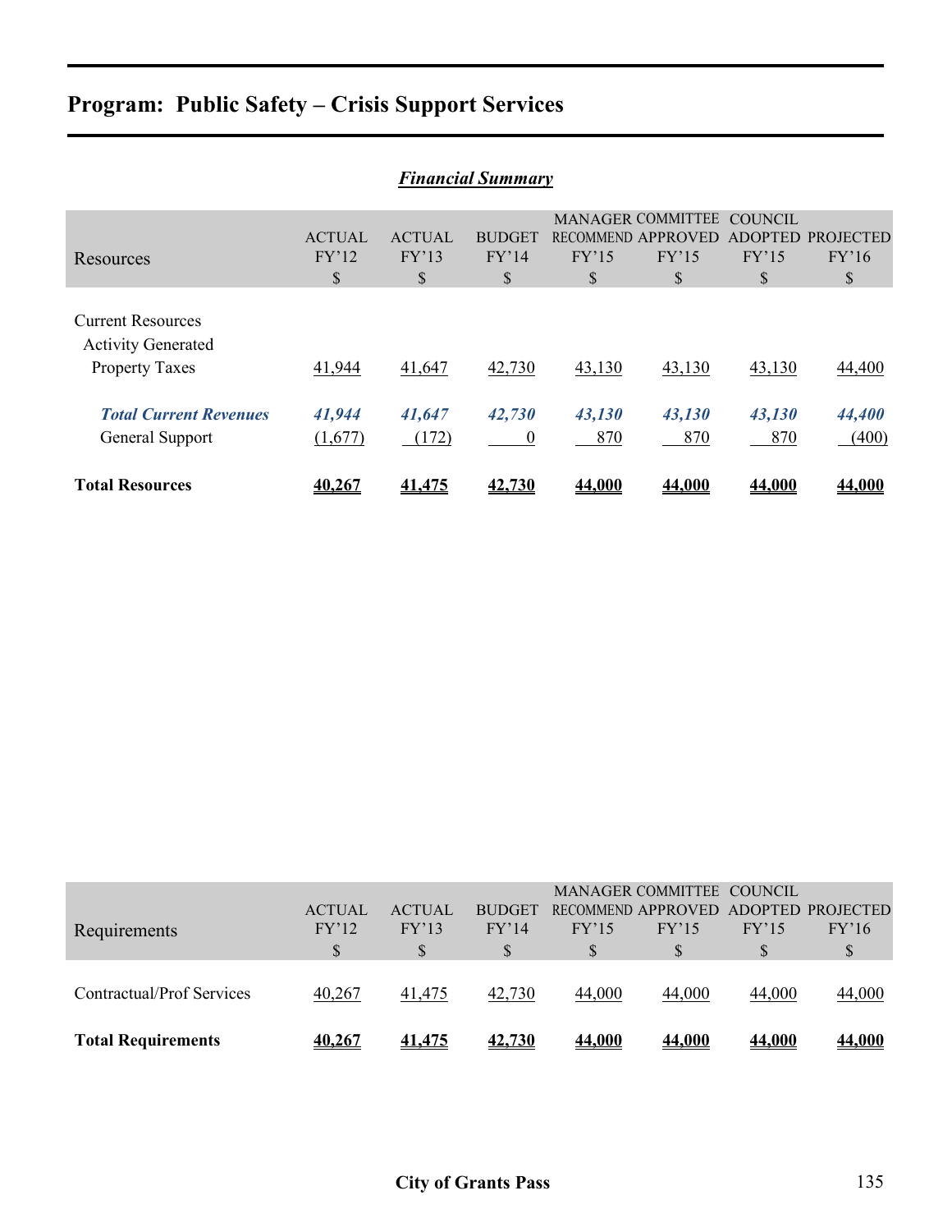# Program: Public Safety – Crisis Support Services

***Financial Summary***

| Resources | ACTUAL FY'12 $ | ACTUAL FY'13 $ | BUDGET FY'14 $ | MANAGER RECOMMEND FY'15 $ | COMMITTEE APPROVED FY'15 $ | COUNCIL ADOPTED FY'15 $ | PROJECTED FY'16 $ |
|---|---|---|---|---|---|---|---|
| Current Resources | | | | | | | |
| Activity Generated | | | | | | | |
| Property Taxes | 41,944 | 41,647 | 42,730 | 43,130 | 43,130 | 43,130 | 44,400 |
| ***Total Current Revenues*** | ***41,944*** | ***41,647*** | ***42,730*** | ***43,130*** | ***43,130*** | ***43,130*** | ***44,400*** |
| General Support | (1,677) | (172) | 0 | 870 | 870 | 870 | (400) |
| **Total Resources** | **40,267** | **41,475** | **42,730** | **44,000** | **44,000** | **44,000** | **44,000** |

| Requirements | ACTUAL FY'12 $ | ACTUAL FY'13 $ | BUDGET FY'14 $ | MANAGER RECOMMEND FY'15 $ | COMMITTEE APPROVED FY'15 $ | COUNCIL ADOPTED FY'15 $ | PROJECTED FY'16 $ |
|---|---|---|---|---|---|---|---|
| Contractual/Prof Services | 40,267 | 41,475 | 42,730 | 44,000 | 44,000 | 44,000 | 44,000 |
| **Total Requirements** | **40,267** | **41,475** | **42,730** | **44,000** | **44,000** | **44,000** | **44,000** |

**City of Grants Pass**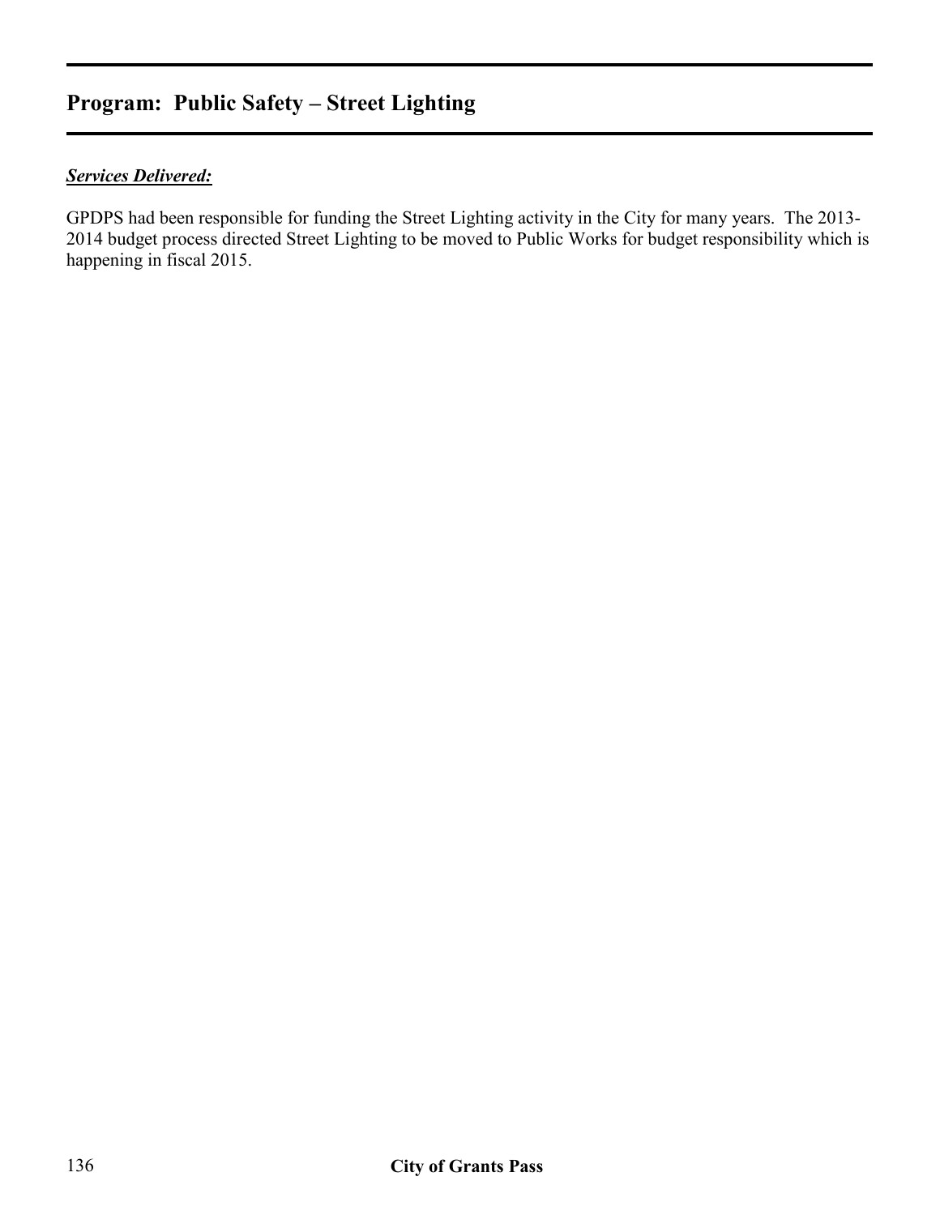## Program: Public Safety – Street Lighting

***Services Delivered:***

GPDPS had been responsible for funding the Street Lighting activity in the City for many years. The 2013-2014 budget process directed Street Lighting to be moved to Public Works for budget responsibility which is happening in fiscal 2015.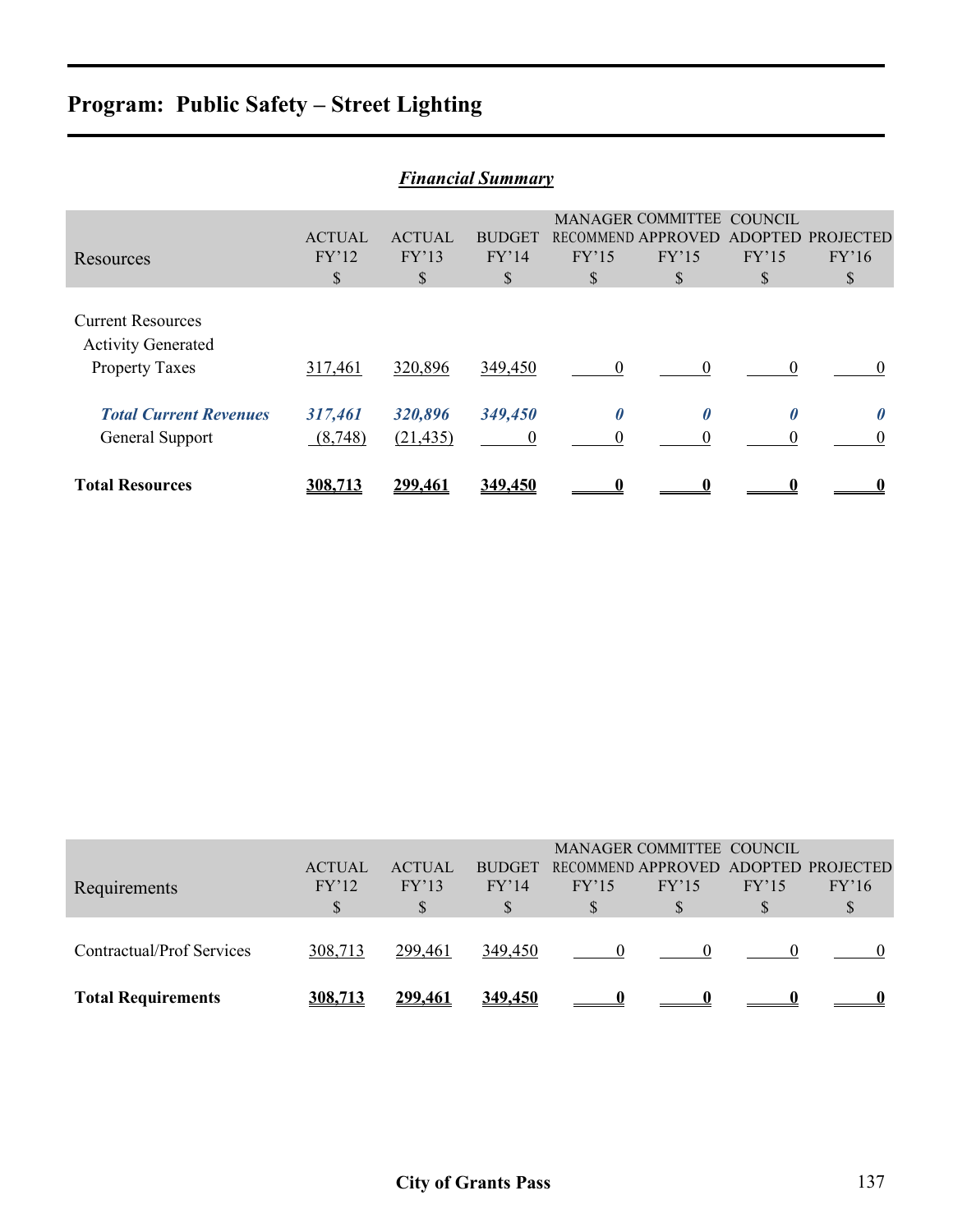# Program: Public Safety – Street Lighting

***Financial Summary***

| Resources | ACTUAL FY'12 $ | ACTUAL FY'13 $ | BUDGET FY'14 $ | MANAGER RECOMMEND FY'15 $ | COMMITTEE APPROVED FY'15 $ | COUNCIL ADOPTED FY'15 $ | PROJECTED FY'16 $ |
|---|---|---|---|---|---|---|---|
| Current Resources | | | | | | | |
| Activity Generated | | | | | | | |
| Property Taxes | 317,461 | 320,896 | 349,450 | 0 | 0 | 0 | 0 |
| ***Total Current Revenues*** | ***317,461*** | ***320,896*** | ***349,450*** | ***0*** | ***0*** | ***0*** | ***0*** |
| General Support | (8,748) | (21,435) | 0 | 0 | 0 | 0 | 0 |
| **Total Resources** | **308,713** | **299,461** | **349,450** | **0** | **0** | **0** | **0** |

| Requirements | ACTUAL FY'12 $ | ACTUAL FY'13 $ | BUDGET FY'14 $ | MANAGER RECOMMEND FY'15 $ | COMMITTEE APPROVED FY'15 $ | COUNCIL ADOPTED FY'15 $ | PROJECTED FY'16 $ |
|---|---|---|---|---|---|---|---|
| Contractual/Prof Services | 308,713 | 299,461 | 349,450 | 0 | 0 | 0 | 0 |
| **Total Requirements** | **308,713** | **299,461** | **349,450** | **0** | **0** | **0** | **0** |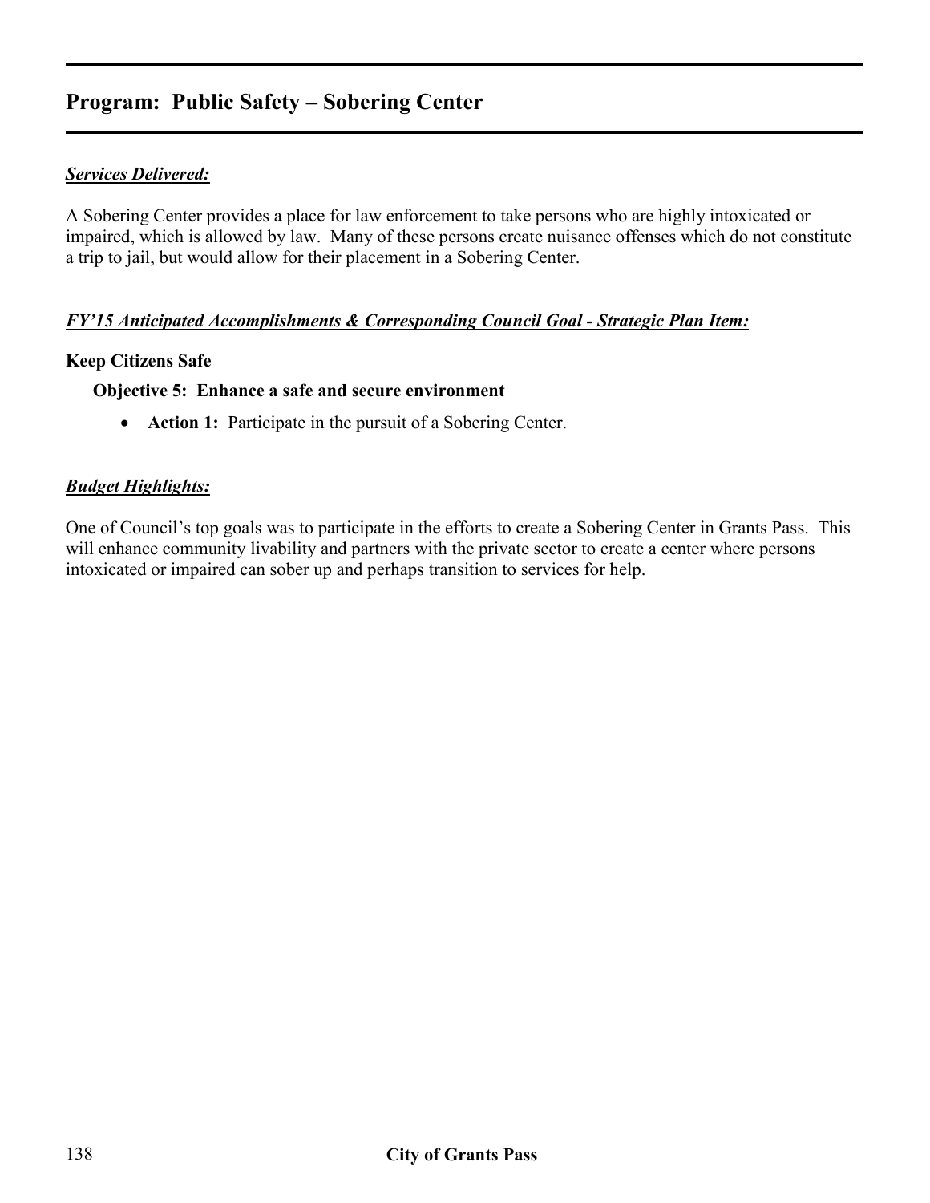## Program: Public Safety – Sobering Center

***Services Delivered:***

A Sobering Center provides a place for law enforcement to take persons who are highly intoxicated or impaired, which is allowed by law. Many of these persons create nuisance offenses which do not constitute a trip to jail, but would allow for their placement in a Sobering Center.

***FY'15 Anticipated Accomplishments & Corresponding Council Goal - Strategic Plan Item:***

**Keep Citizens Safe**

**Objective 5: Enhance a safe and secure environment**

- **Action 1:** Participate in the pursuit of a Sobering Center.

***Budget Highlights:***

One of Council's top goals was to participate in the efforts to create a Sobering Center in Grants Pass. This will enhance community livability and partners with the private sector to create a center where persons intoxicated or impaired can sober up and perhaps transition to services for help.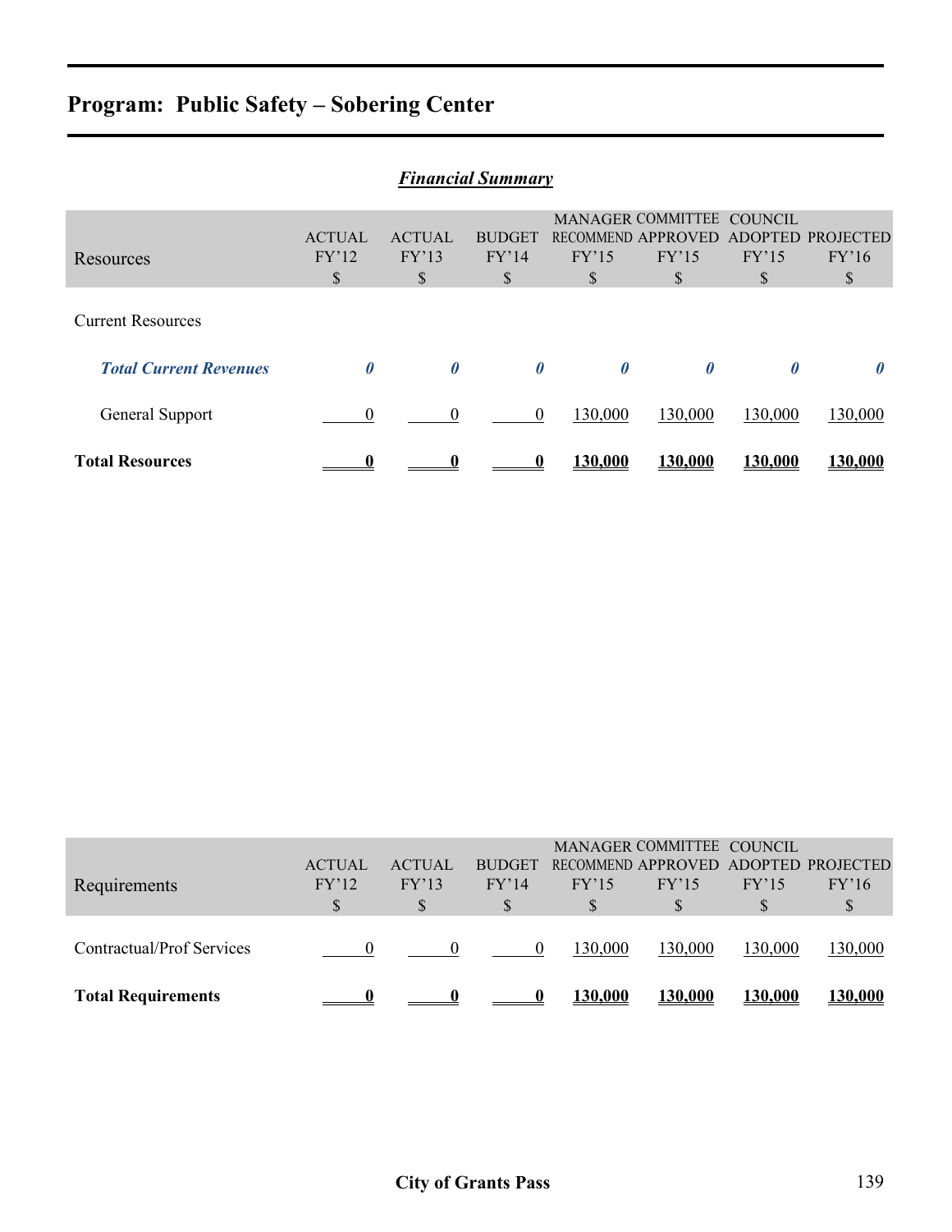# Program: Public Safety – Sobering Center

## *Financial Summary*

| Resources | ACTUAL FY'12 $ | ACTUAL FY'13 $ | BUDGET FY'14 $ | MANAGER RECOMMEND FY'15 $ | COMMITTEE APPROVED FY'15 $ | COUNCIL ADOPTED FY'15 $ | PROJECTED FY'16 $ |
|---|---|---|---|---|---|---|---|
| Current Resources | | | | | | | |
| ***Total Current Revenues*** | ***0*** | ***0*** | ***0*** | ***0*** | ***0*** | ***0*** | ***0*** |
| General Support | 0 | 0 | 0 | 130,000 | 130,000 | 130,000 | 130,000 |
| **Total Resources** | **0** | **0** | **0** | **130,000** | **130,000** | **130,000** | **130,000** |

| Requirements | ACTUAL FY'12 $ | ACTUAL FY'13 $ | BUDGET FY'14 $ | MANAGER RECOMMEND FY'15 $ | COMMITTEE APPROVED FY'15 $ | COUNCIL ADOPTED FY'15 $ | PROJECTED FY'16 $ |
|---|---|---|---|---|---|---|---|
| Contractual/Prof Services | 0 | 0 | 0 | 130,000 | 130,000 | 130,000 | 130,000 |
| **Total Requirements** | **0** | **0** | **0** | **130,000** | **130,000** | **130,000** | **130,000** |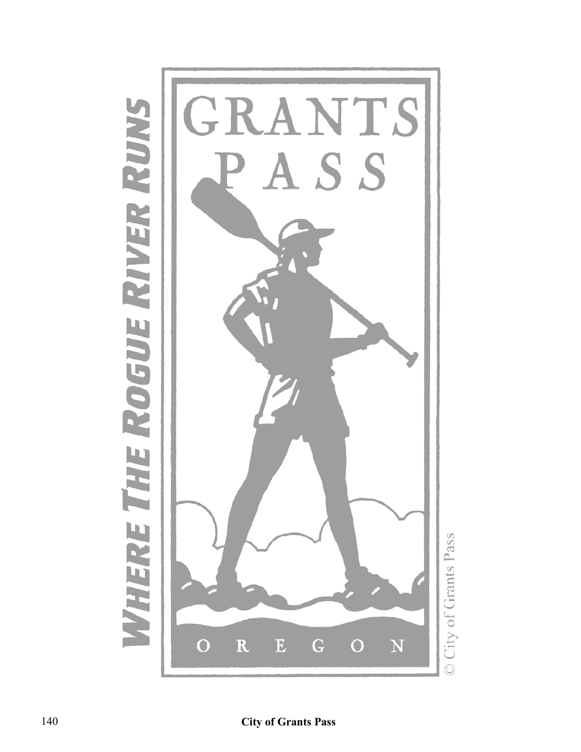WHERE THE ROGUE RIVER RUNS

GRANTS PASS

OREGON

© City of Grants Pass